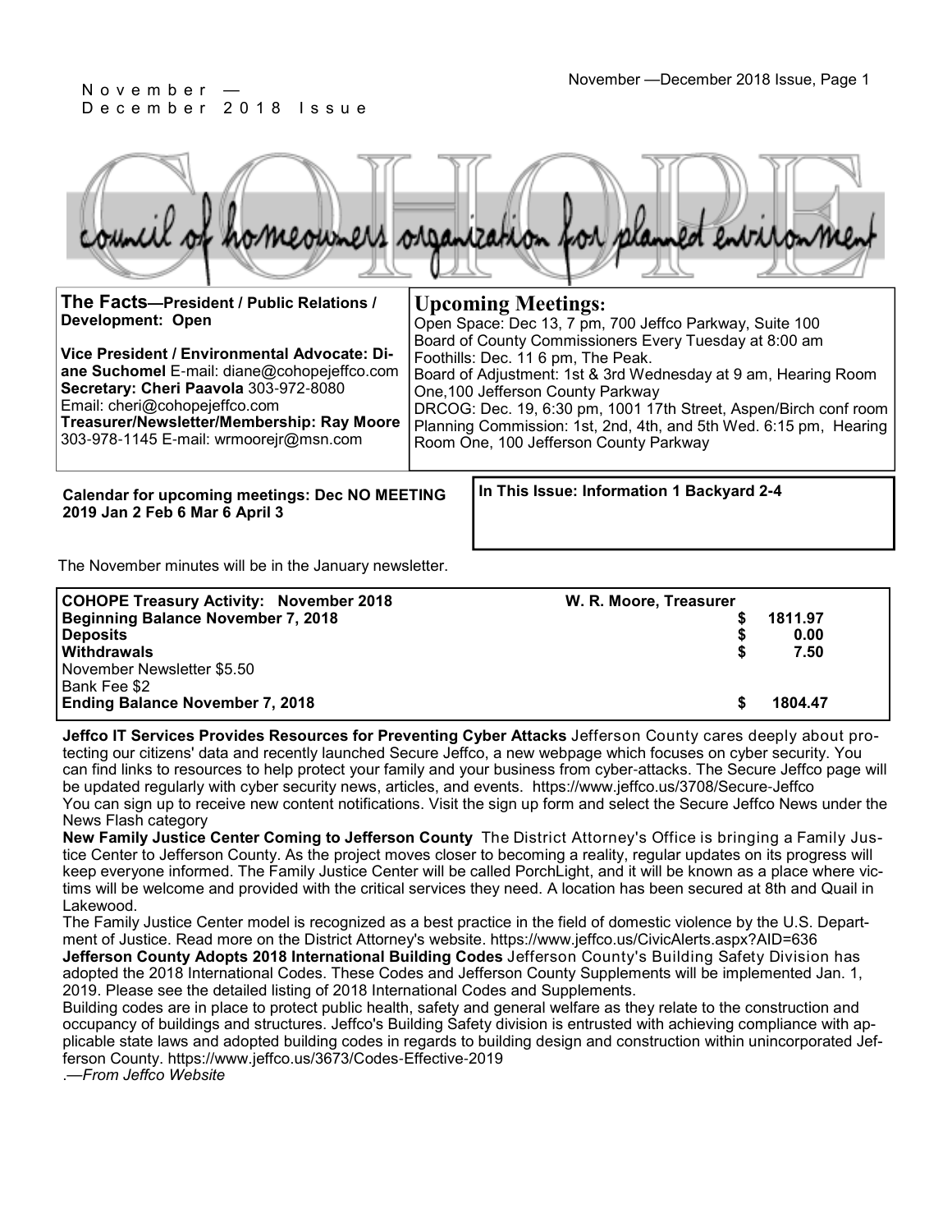November — December 2018 Issue

# COHOPE

council of homeowners organization for planned environment

**The Facts—President / Public Relations / Development: Open**

**Vice President / Environmental Advocate: Diane Suchomel** E-mail: diane@cohopejeffco.com
**Secretary: Cheri Paavola** 303-972-8080
Email: cheri@cohopejeffco.com
**Treasurer/Newsletter/Membership: Ray Moore** 303-978-1145 E-mail: wrmoorejr@msn.com

## Upcoming Meetings:

Open Space: Dec 13, 7 pm, 700 Jeffco Parkway, Suite 100
Board of County Commissioners Every Tuesday at 8:00 am
Foothills: Dec. 11 6 pm, The Peak.
Board of Adjustment: 1st & 3rd Wednesday at 9 am, Hearing Room One,100 Jefferson County Parkway
DRCOG: Dec. 19, 6:30 pm, 1001 17th Street, Aspen/Birch conf room
Planning Commission: 1st, 2nd, 4th, and 5th Wed. 6:15 pm, Hearing Room One, 100 Jefferson County Parkway

**Calendar for upcoming meetings: Dec NO MEETING 2019 Jan 2 Feb 6 Mar 6 April 3**

**In This Issue: Information 1 Backyard 2-4**

The November minutes will be in the January newsletter.

| **COHOPE Treasury Activity: November 2018** | **W. R. Moore, Treasurer** |
|---|---|
| **Beginning Balance November 7, 2018** | **$ 1811.97** |
| **Deposits** | **$ 0.00** |
| **Withdrawals** | **$ 7.50** |
| November Newsletter $5.50 | |
| Bank Fee $2 | |
| **Ending Balance November 7, 2018** | **$ 1804.47** |

**Jeffco IT Services Provides Resources for Preventing Cyber Attacks** Jefferson County cares deeply about protecting our citizens' data and recently launched Secure Jeffco, a new webpage which focuses on cyber security. You can find links to resources to help protect your family and your business from cyber-attacks. The Secure Jeffco page will be updated regularly with cyber security news, articles, and events. https://www.jeffco.us/3708/Secure-Jeffco
You can sign up to receive new content notifications. Visit the sign up form and select the Secure Jeffco News under the News Flash category

**New Family Justice Center Coming to Jefferson County** The District Attorney's Office is bringing a Family Justice Center to Jefferson County. As the project moves closer to becoming a reality, regular updates on its progress will keep everyone informed. The Family Justice Center will be called PorchLight, and it will be known as a place where victims will be welcome and provided with the critical services they need. A location has been secured at 8th and Quail in Lakewood.
The Family Justice Center model is recognized as a best practice in the field of domestic violence by the U.S. Department of Justice. Read more on the District Attorney's website. https://www.jeffco.us/CivicAlerts.aspx?AID=636

**Jefferson County Adopts 2018 International Building Codes** Jefferson County's Building Safety Division has adopted the 2018 International Codes. These Codes and Jefferson County Supplements will be implemented Jan. 1, 2019. Please see the detailed listing of 2018 International Codes and Supplements.
Building codes are in place to protect public health, safety and general welfare as they relate to the construction and occupancy of buildings and structures. Jeffco's Building Safety division is entrusted with achieving compliance with applicable state laws and adopted building codes in regards to building design and construction within unincorporated Jefferson County. https://www.jeffco.us/3673/Codes-Effective-2019
.—*From Jeffco Website*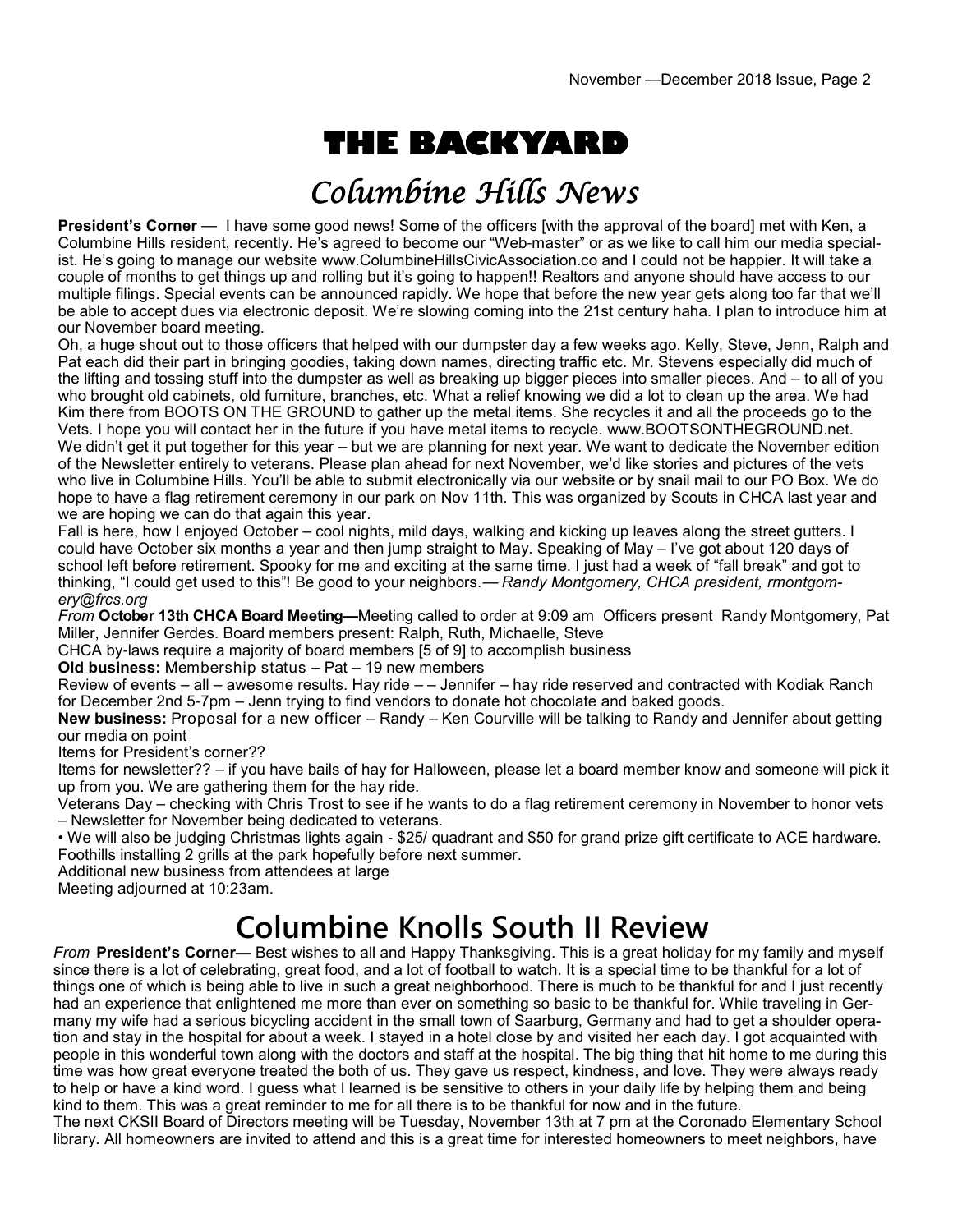# THE BACKYARD

## Columbine Hills News

**President's Corner** — I have some good news! Some of the officers [with the approval of the board] met with Ken, a Columbine Hills resident, recently. He's agreed to become our "Web-master" or as we like to call him our media specialist. He's going to manage our website www.ColumbineHillsCivicAssociation.co and I could not be happier. It will take a couple of months to get things up and rolling but it's going to happen!! Realtors and anyone should have access to our multiple filings. Special events can be announced rapidly. We hope that before the new year gets along too far that we'll be able to accept dues via electronic deposit. We're slowing coming into the 21st century haha. I plan to introduce him at our November board meeting.

Oh, a huge shout out to those officers that helped with our dumpster day a few weeks ago. Kelly, Steve, Jenn, Ralph and Pat each did their part in bringing goodies, taking down names, directing traffic etc. Mr. Stevens especially did much of the lifting and tossing stuff into the dumpster as well as breaking up bigger pieces into smaller pieces. And – to all of you who brought old cabinets, old furniture, branches, etc. What a relief knowing we did a lot to clean up the area. We had Kim there from BOOTS ON THE GROUND to gather up the metal items. She recycles it and all the proceeds go to the Vets. I hope you will contact her in the future if you have metal items to recycle. www.BOOTSONTHEGROUND.net.

We didn't get it put together for this year – but we are planning for next year. We want to dedicate the November edition of the Newsletter entirely to veterans. Please plan ahead for next November, we'd like stories and pictures of the vets who live in Columbine Hills. You'll be able to submit electronically via our website or by snail mail to our PO Box. We do hope to have a flag retirement ceremony in our park on Nov 11th. This was organized by Scouts in CHCA last year and we are hoping we can do that again this year.

Fall is here, how I enjoyed October – cool nights, mild days, walking and kicking up leaves along the street gutters. I could have October six months a year and then jump straight to May. Speaking of May – I've got about 120 days of school left before retirement. Spooky for me and exciting at the same time. I just had a week of "fall break" and got to thinking, "I could get used to this"! Be good to your neighbors.— *Randy Montgomery, CHCA president, rmontgomery@frcs.org*

*From* **October 13th CHCA Board Meeting—**Meeting called to order at 9:09 am Officers present Randy Montgomery, Pat Miller, Jennifer Gerdes. Board members present: Ralph, Ruth, Michaelle, Steve

CHCA by-laws require a majority of board members [5 of 9] to accomplish business

**Old business:** Membership status – Pat – 19 new members

Review of events – all – awesome results. Hay ride – – Jennifer – hay ride reserved and contracted with Kodiak Ranch for December 2nd 5-7pm – Jenn trying to find vendors to donate hot chocolate and baked goods.

**New business:** Proposal for a new officer – Randy – Ken Courville will be talking to Randy and Jennifer about getting our media on point

Items for President's corner??

Items for newsletter?? – if you have bails of hay for Halloween, please let a board member know and someone will pick it up from you. We are gathering them for the hay ride.

Veterans Day – checking with Chris Trost to see if he wants to do a flag retirement ceremony in November to honor vets – Newsletter for November being dedicated to veterans.

• We will also be judging Christmas lights again - $25/ quadrant and $50 for grand prize gift certificate to ACE hardware.

Foothills installing 2 grills at the park hopefully before next summer.

Additional new business from attendees at large

Meeting adjourned at 10:23am.

## Columbine Knolls South II Review

*From* **President's Corner—** Best wishes to all and Happy Thanksgiving. This is a great holiday for my family and myself since there is a lot of celebrating, great food, and a lot of football to watch. It is a special time to be thankful for a lot of things one of which is being able to live in such a great neighborhood. There is much to be thankful for and I just recently had an experience that enlightened me more than ever on something so basic to be thankful for. While traveling in Germany my wife had a serious bicycling accident in the small town of Saarburg, Germany and had to get a shoulder operation and stay in the hospital for about a week. I stayed in a hotel close by and visited her each day. I got acquainted with people in this wonderful town along with the doctors and staff at the hospital. The big thing that hit home to me during this time was how great everyone treated the both of us. They gave us respect, kindness, and love. They were always ready to help or have a kind word. I guess what I learned is to be sensitive to others in your daily life by helping them and being kind to them. This was a great reminder to me for all there is to be thankful for now and in the future.

The next CKSII Board of Directors meeting will be Tuesday, November 13th at 7 pm at the Coronado Elementary School library. All homeowners are invited to attend and this is a great time for interested homeowners to meet neighbors, have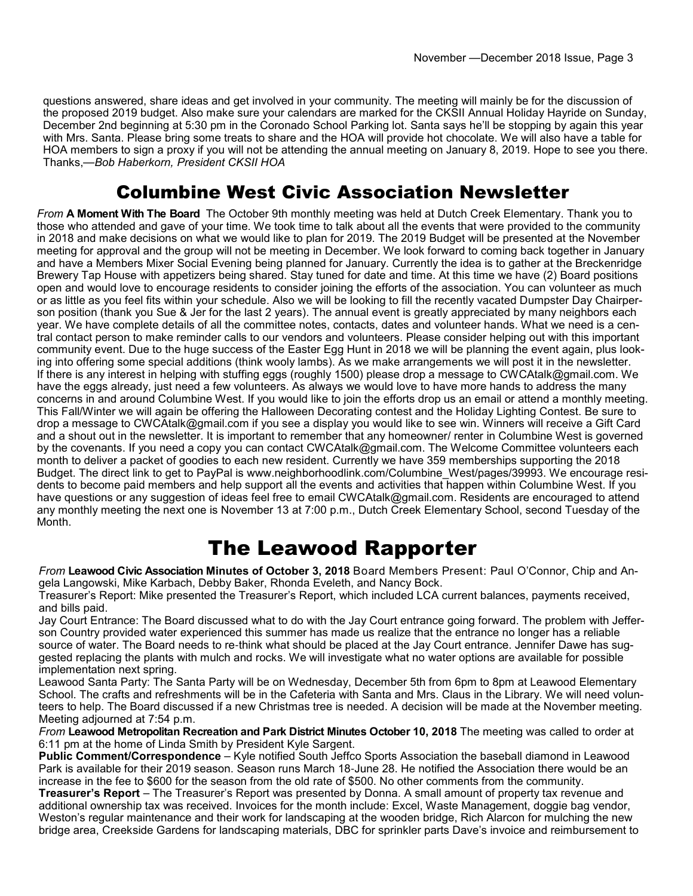questions answered, share ideas and get involved in your community. The meeting will mainly be for the discussion of the proposed 2019 budget. Also make sure your calendars are marked for the CKSII Annual Holiday Hayride on Sunday, December 2nd beginning at 5:30 pm in the Coronado School Parking lot. Santa says he'll be stopping by again this year with Mrs. Santa. Please bring some treats to share and the HOA will provide hot chocolate. We will also have a table for HOA members to sign a proxy if you will not be attending the annual meeting on January 8, 2019. Hope to see you there. Thanks,—*Bob Haberkorn, President CKSII HOA*

## Columbine West Civic Association Newsletter

*From* **A Moment With The Board** The October 9th monthly meeting was held at Dutch Creek Elementary. Thank you to those who attended and gave of your time. We took time to talk about all the events that were provided to the community in 2018 and make decisions on what we would like to plan for 2019. The 2019 Budget will be presented at the November meeting for approval and the group will not be meeting in December. We look forward to coming back together in January and have a Members Mixer Social Evening being planned for January. Currently the idea is to gather at the Breckenridge Brewery Tap House with appetizers being shared. Stay tuned for date and time. At this time we have (2) Board positions open and would love to encourage residents to consider joining the efforts of the association. You can volunteer as much or as little as you feel fits within your schedule. Also we will be looking to fill the recently vacated Dumpster Day Chairperson position (thank you Sue & Jer for the last 2 years). The annual event is greatly appreciated by many neighbors each year. We have complete details of all the committee notes, contacts, dates and volunteer hands. What we need is a central contact person to make reminder calls to our vendors and volunteers. Please consider helping out with this important community event. Due to the huge success of the Easter Egg Hunt in 2018 we will be planning the event again, plus looking into offering some special additions (think wooly lambs). As we make arrangements we will post it in the newsletter. If there is any interest in helping with stuffing eggs (roughly 1500) please drop a message to CWCAtalk@gmail.com. We have the eggs already, just need a few volunteers. As always we would love to have more hands to address the many concerns in and around Columbine West. If you would like to join the efforts drop us an email or attend a monthly meeting. This Fall/Winter we will again be offering the Halloween Decorating contest and the Holiday Lighting Contest. Be sure to drop a message to CWCAtalk@gmail.com if you see a display you would like to see win. Winners will receive a Gift Card and a shout out in the newsletter. It is important to remember that any homeowner/ renter in Columbine West is governed by the covenants. If you need a copy you can contact CWCAtalk@gmail.com. The Welcome Committee volunteers each month to deliver a packet of goodies to each new resident. Currently we have 359 memberships supporting the 2018 Budget. The direct link to get to PayPal is www.neighborhoodlink.com/Columbine_West/pages/39993. We encourage residents to become paid members and help support all the events and activities that happen within Columbine West. If you have questions or any suggestion of ideas feel free to email CWCAtalk@gmail.com. Residents are encouraged to attend any monthly meeting the next one is November 13 at 7:00 p.m., Dutch Creek Elementary School, second Tuesday of the Month.

## The Leawood Rapporter

*From* **Leawood Civic Association Minutes of October 3, 2018** Board Members Present: Paul O'Connor, Chip and Angela Langowski, Mike Karbach, Debby Baker, Rhonda Eveleth, and Nancy Bock.

Treasurer's Report: Mike presented the Treasurer's Report, which included LCA current balances, payments received, and bills paid.

Jay Court Entrance: The Board discussed what to do with the Jay Court entrance going forward. The problem with Jefferson Country provided water experienced this summer has made us realize that the entrance no longer has a reliable source of water. The Board needs to re-think what should be placed at the Jay Court entrance. Jennifer Dawe has suggested replacing the plants with mulch and rocks. We will investigate what no water options are available for possible implementation next spring.

Leawood Santa Party: The Santa Party will be on Wednesday, December 5th from 6pm to 8pm at Leawood Elementary School. The crafts and refreshments will be in the Cafeteria with Santa and Mrs. Claus in the Library. We will need volunteers to help. The Board discussed if a new Christmas tree is needed. A decision will be made at the November meeting. Meeting adjourned at 7:54 p.m.

*From* **Leawood Metropolitan Recreation and Park District Minutes October 10, 2018** The meeting was called to order at 6:11 pm at the home of Linda Smith by President Kyle Sargent.

**Public Comment/Correspondence** – Kyle notified South Jeffco Sports Association the baseball diamond in Leawood Park is available for their 2019 season. Season runs March 18-June 28. He notified the Association there would be an increase in the fee to $600 for the season from the old rate of $500. No other comments from the community.

**Treasurer's Report** – The Treasurer's Report was presented by Donna. A small amount of property tax revenue and additional ownership tax was received. Invoices for the month include: Excel, Waste Management, doggie bag vendor, Weston's regular maintenance and their work for landscaping at the wooden bridge, Rich Alarcon for mulching the new bridge area, Creekside Gardens for landscaping materials, DBC for sprinkler parts Dave's invoice and reimbursement to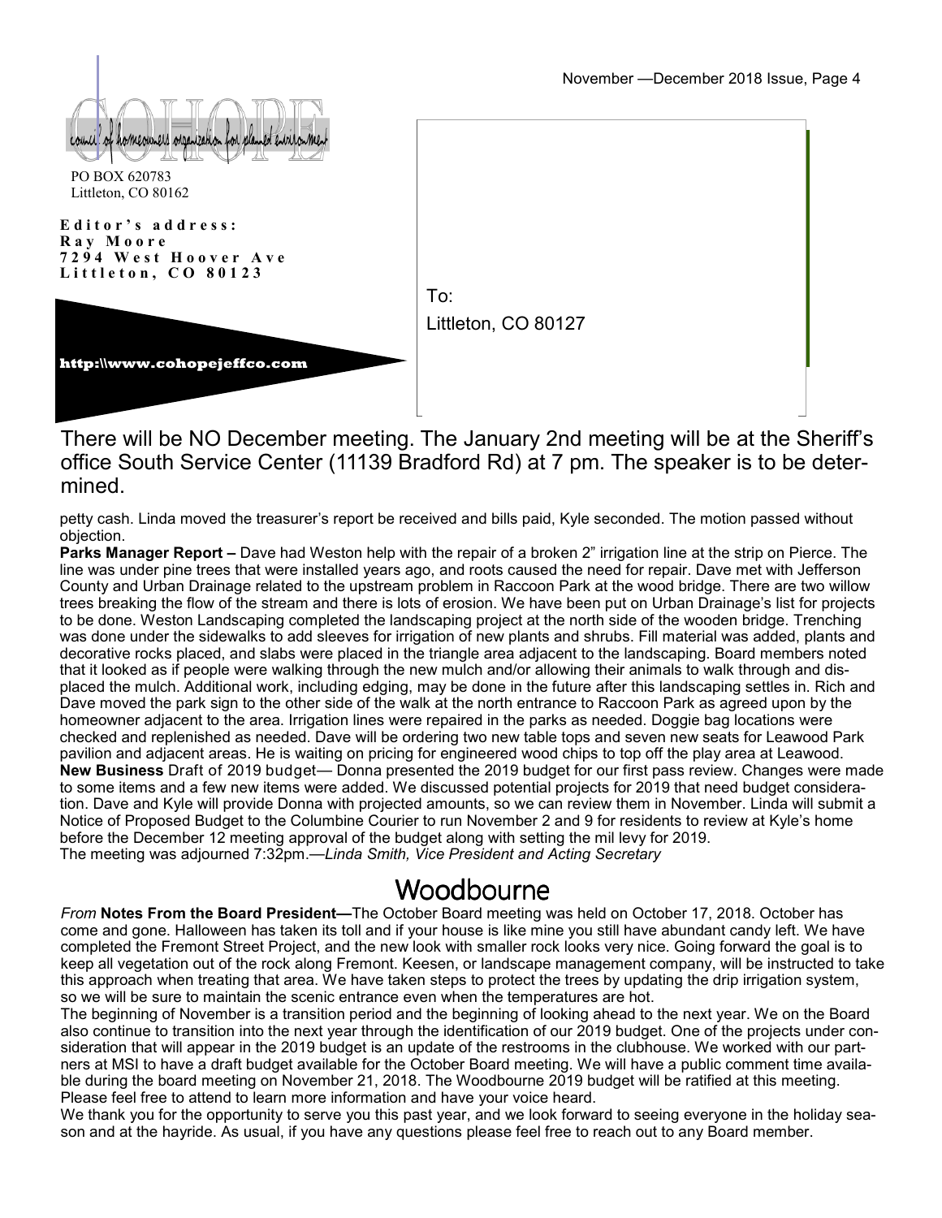COHOPE

council of homeowners organization for planned environment

PO BOX 620783
Littleton, CO 80162

**Editor's address:**
**Ray Moore**
**7294 West Hoover Ave**
**Littleton, CO 80123**

**http:\\www.cohopejeffco.com**

To:

Littleton, CO 80127

There will be NO December meeting. The January 2nd meeting will be at the Sheriff's office South Service Center (11139 Bradford Rd) at 7 pm. The speaker is to be determined.

petty cash. Linda moved the treasurer's report be received and bills paid, Kyle seconded. The motion passed without objection.

**Parks Manager Report –** Dave had Weston help with the repair of a broken 2" irrigation line at the strip on Pierce. The line was under pine trees that were installed years ago, and roots caused the need for repair. Dave met with Jefferson County and Urban Drainage related to the upstream problem in Raccoon Park at the wood bridge. There are two willow trees breaking the flow of the stream and there is lots of erosion. We have been put on Urban Drainage's list for projects to be done. Weston Landscaping completed the landscaping project at the north side of the wooden bridge. Trenching was done under the sidewalks to add sleeves for irrigation of new plants and shrubs. Fill material was added, plants and decorative rocks placed, and slabs were placed in the triangle area adjacent to the landscaping. Board members noted that it looked as if people were walking through the new mulch and/or allowing their animals to walk through and displaced the mulch. Additional work, including edging, may be done in the future after this landscaping settles in. Rich and Dave moved the park sign to the other side of the walk at the north entrance to Raccoon Park as agreed upon by the homeowner adjacent to the area. Irrigation lines were repaired in the parks as needed. Doggie bag locations were checked and replenished as needed. Dave will be ordering two new table tops and seven new seats for Leawood Park pavilion and adjacent areas. He is waiting on pricing for engineered wood chips to top off the play area at Leawood.

**New Business** Draft of 2019 budget— Donna presented the 2019 budget for our first pass review. Changes were made to some items and a few new items were added. We discussed potential projects for 2019 that need budget consideration. Dave and Kyle will provide Donna with projected amounts, so we can review them in November. Linda will submit a Notice of Proposed Budget to the Columbine Courier to run November 2 and 9 for residents to review at Kyle's home before the December 12 meeting approval of the budget along with setting the mil levy for 2019.

The meeting was adjourned 7:32pm.—*Linda Smith, Vice President and Acting Secretary*

## Woodbourne

*From* **Notes From the Board President—**The October Board meeting was held on October 17, 2018. October has come and gone. Halloween has taken its toll and if your house is like mine you still have abundant candy left. We have completed the Fremont Street Project, and the new look with smaller rock looks very nice. Going forward the goal is to keep all vegetation out of the rock along Fremont. Keesen, or landscape management company, will be instructed to take this approach when treating that area. We have taken steps to protect the trees by updating the drip irrigation system, so we will be sure to maintain the scenic entrance even when the temperatures are hot.

The beginning of November is a transition period and the beginning of looking ahead to the next year. We on the Board also continue to transition into the next year through the identification of our 2019 budget. One of the projects under consideration that will appear in the 2019 budget is an update of the restrooms in the clubhouse. We worked with our partners at MSI to have a draft budget available for the October Board meeting. We will have a public comment time available during the board meeting on November 21, 2018. The Woodbourne 2019 budget will be ratified at this meeting. Please feel free to attend to learn more information and have your voice heard.

We thank you for the opportunity to serve you this past year, and we look forward to seeing everyone in the holiday season and at the hayride. As usual, if you have any questions please feel free to reach out to any Board member.